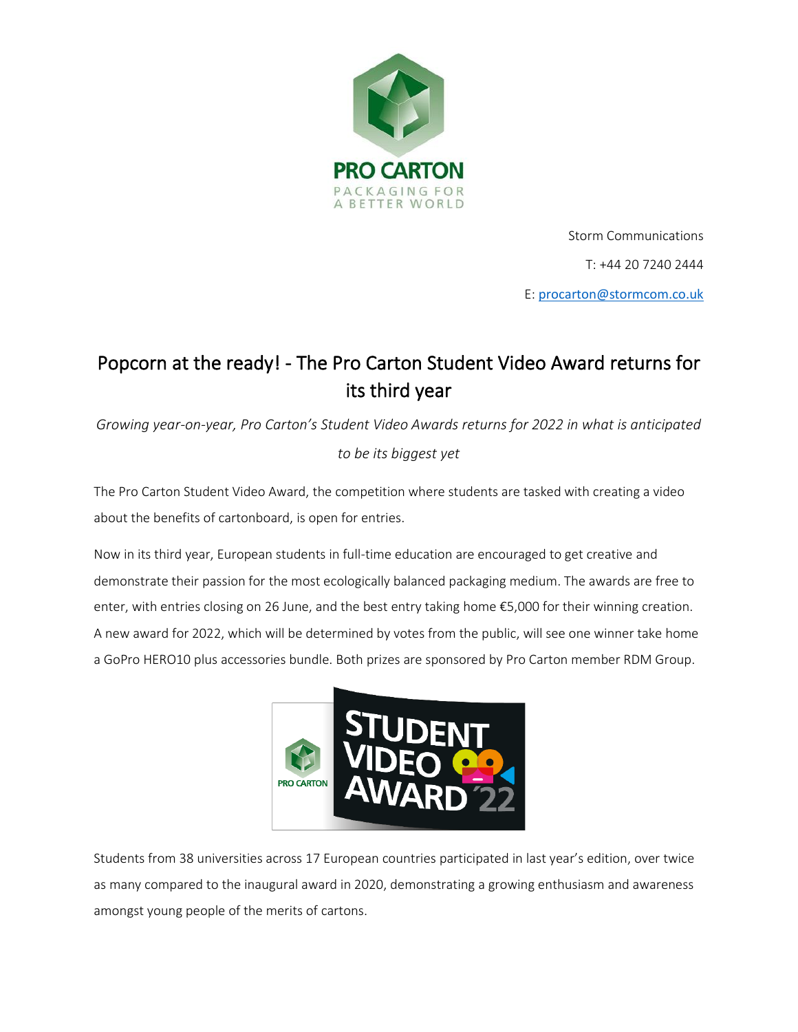Storm Communications

T: +44 20 7240 2444

E: procarton@stormcom.co.uk

# Popcorn at the ready! - The Pro Carton Student Video Award returns for its third year

*Growing year-on-year, Pro Carton's Student Video Awards returns for 2022 in what is anticipated to be its biggest yet*

The Pro Carton Student Video Award, the competition where students are tasked with creating a video about the benefits of cartonboard, is open for entries.

Now in its third year, European students in full-time education are encouraged to get creative and demonstrate their passion for the most ecologically balanced packaging medium. The awards are free to enter, with entries closing on 26 June, and the best entry taking home €5,000 for their winning creation. A new award for 2022, which will be determined by votes from the public, will see one winner take home a GoPro HERO10 plus accessories bundle. Both prizes are sponsored by Pro Carton member RDM Group.

Students from 38 universities across 17 European countries participated in last year's edition, over twice as many compared to the inaugural award in 2020, demonstrating a growing enthusiasm and awareness amongst young people of the merits of cartons.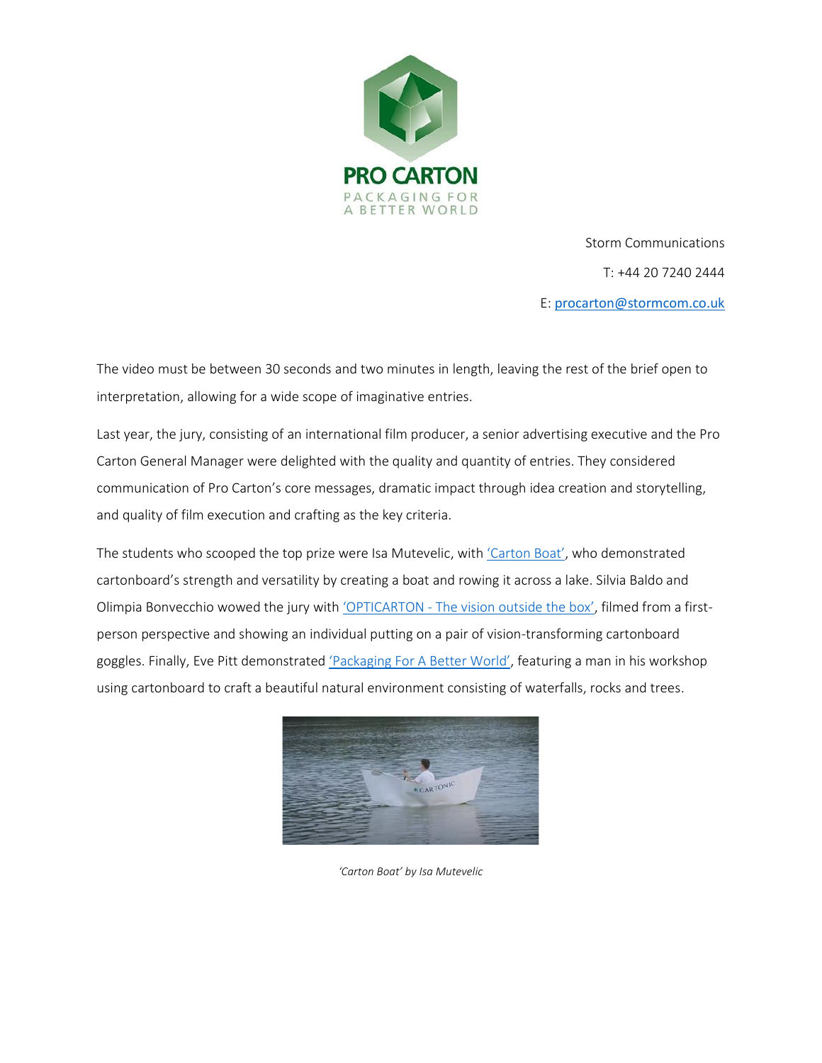Storm Communications

T: +44 20 7240 2444

E: procarton@stormcom.co.uk

The video must be between 30 seconds and two minutes in length, leaving the rest of the brief open to interpretation, allowing for a wide scope of imaginative entries.

Last year, the jury, consisting of an international film producer, a senior advertising executive and the Pro Carton General Manager were delighted with the quality and quantity of entries. They considered communication of Pro Carton's core messages, dramatic impact through idea creation and storytelling, and quality of film execution and crafting as the key criteria.

The students who scooped the top prize were Isa Mutevelic, with 'Carton Boat', who demonstrated cartonboard's strength and versatility by creating a boat and rowing it across a lake. Silvia Baldo and Olimpia Bonvecchio wowed the jury with 'OPTICARTON - The vision outside the box', filmed from a first-person perspective and showing an individual putting on a pair of vision-transforming cartonboard goggles. Finally, Eve Pitt demonstrated 'Packaging For A Better World', featuring a man in his workshop using cartonboard to craft a beautiful natural environment consisting of waterfalls, rocks and trees.

*'Carton Boat' by Isa Mutevelic*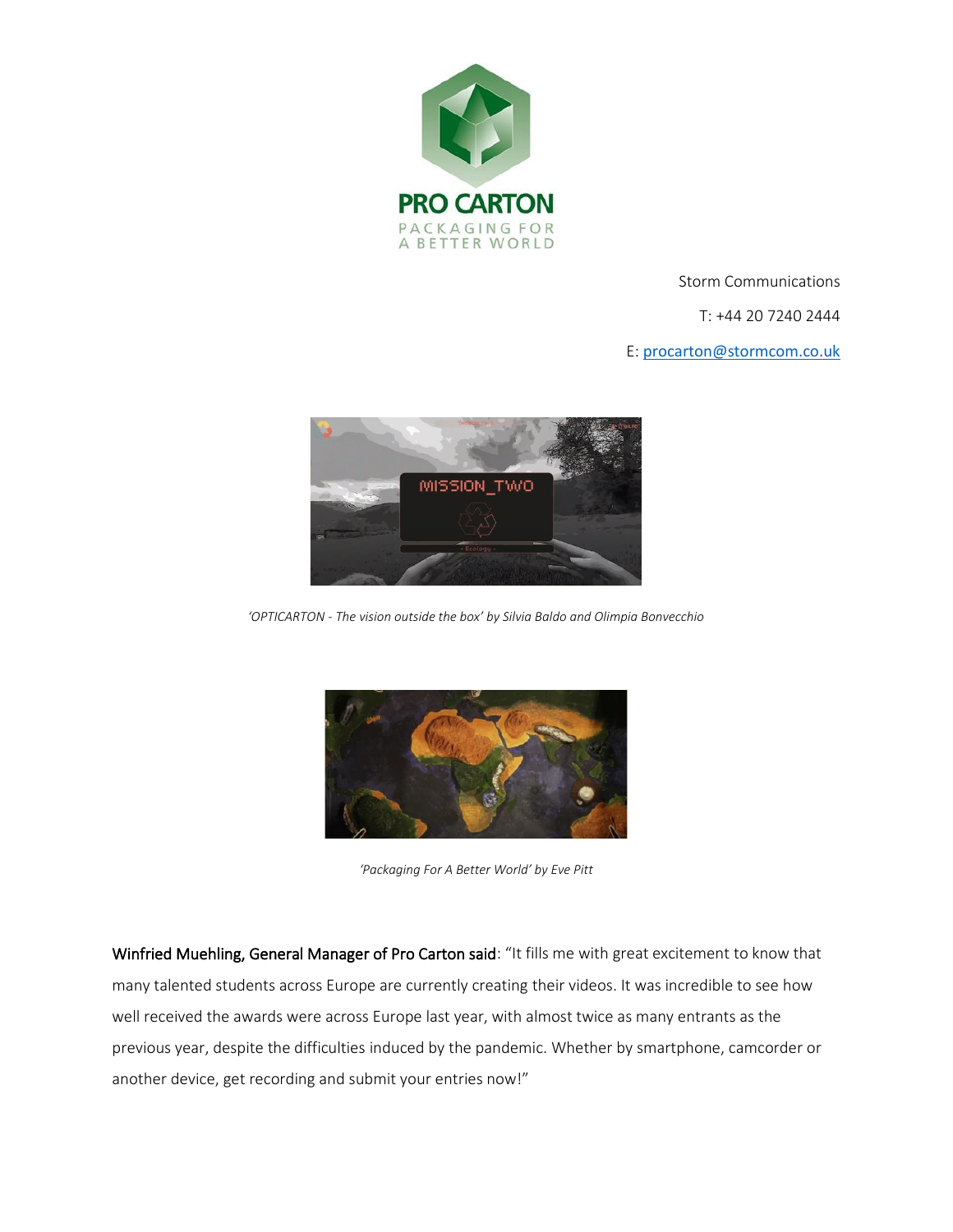Storm Communications

T: +44 20 7240 2444

E: procarton@stormcom.co.uk

*'OPTICARTON - The vision outside the box' by Silvia Baldo and Olimpia Bonvecchio*

*'Packaging For A Better World' by Eve Pitt*

Winfried Muehling, General Manager of Pro Carton said: "It fills me with great excitement to know that many talented students across Europe are currently creating their videos. It was incredible to see how well received the awards were across Europe last year, with almost twice as many entrants as the previous year, despite the difficulties induced by the pandemic. Whether by smartphone, camcorder or another device, get recording and submit your entries now!"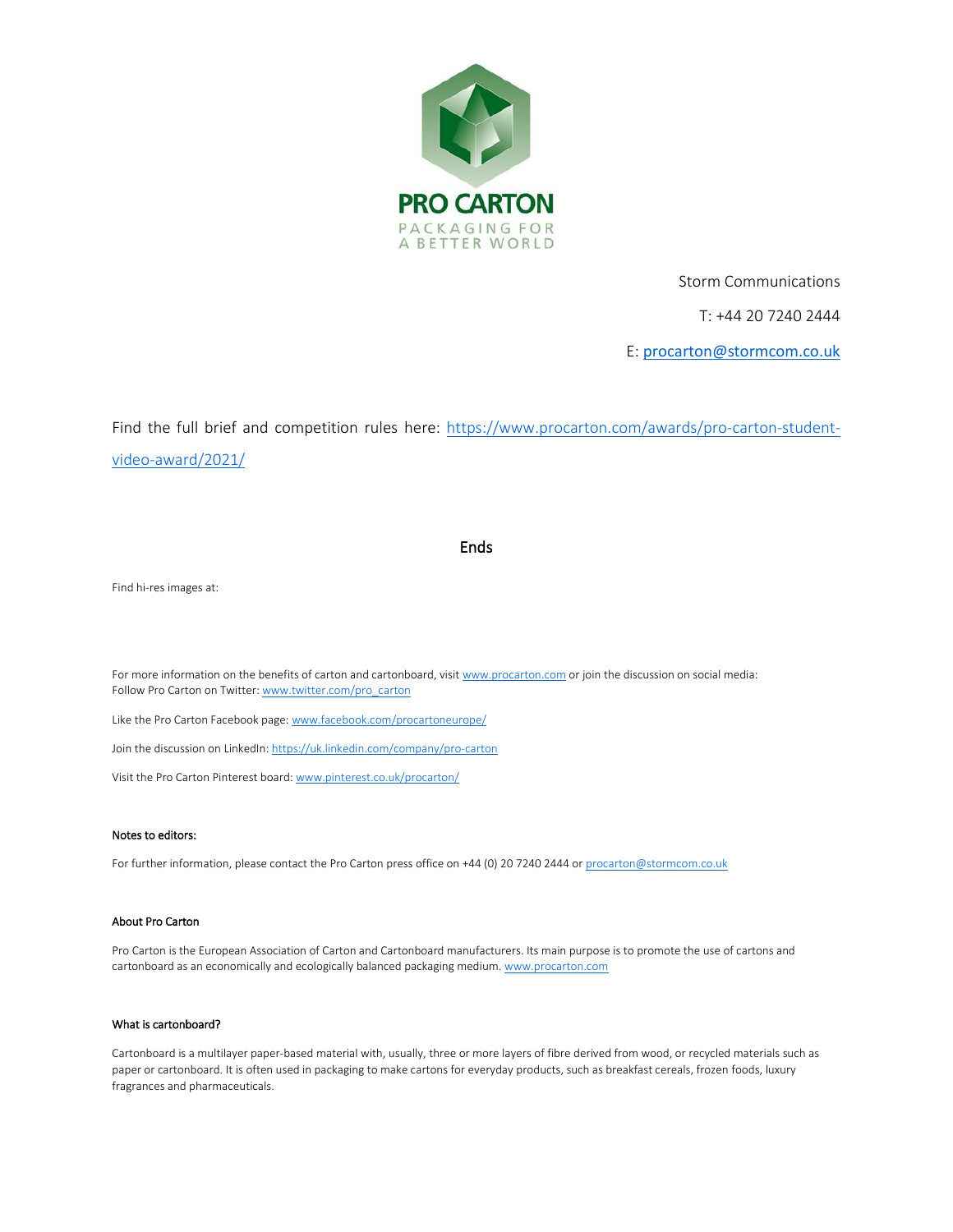PRO CARTON
PACKAGING FOR A BETTER WORLD

Storm Communications

T: +44 20 7240 2444

E: procarton@stormcom.co.uk

Find the full brief and competition rules here: https://www.procarton.com/awards/pro-carton-student-video-award/2021/

Ends

Find hi-res images at:

For more information on the benefits of carton and cartonboard, visit www.procarton.com or join the discussion on social media:
Follow Pro Carton on Twitter: www.twitter.com/pro_carton

Like the Pro Carton Facebook page: www.facebook.com/procartoneurope/

Join the discussion on LinkedIn: https://uk.linkedin.com/company/pro-carton

Visit the Pro Carton Pinterest board: www.pinterest.co.uk/procarton/

**Notes to editors:**

For further information, please contact the Pro Carton press office on +44 (0) 20 7240 2444 or procarton@stormcom.co.uk

**About Pro Carton**

Pro Carton is the European Association of Carton and Cartonboard manufacturers. Its main purpose is to promote the use of cartons and cartonboard as an economically and ecologically balanced packaging medium. www.procarton.com

**What is cartonboard?**

Cartonboard is a multilayer paper-based material with, usually, three or more layers of fibre derived from wood, or recycled materials such as paper or cartonboard. It is often used in packaging to make cartons for everyday products, such as breakfast cereals, frozen foods, luxury fragrances and pharmaceuticals.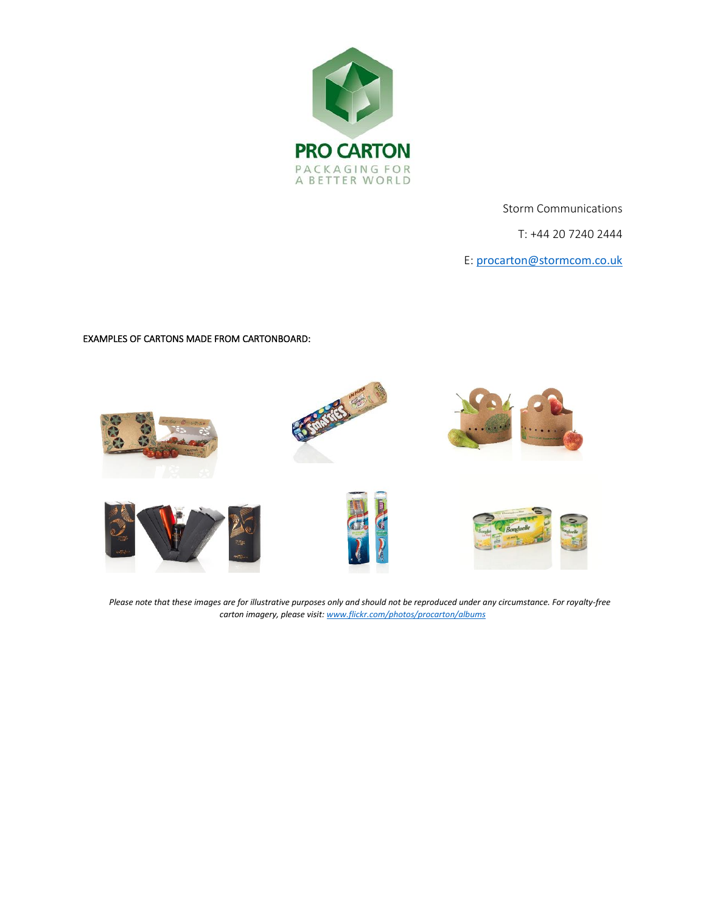Storm Communications

T: +44 20 7240 2444

E: procarton@stormcom.co.uk

EXAMPLES OF CARTONS MADE FROM CARTONBOARD:

*Please note that these images are for illustrative purposes only and should not be reproduced under any circumstance. For royalty-free carton imagery, please visit: www.flickr.com/photos/procarton/albums*